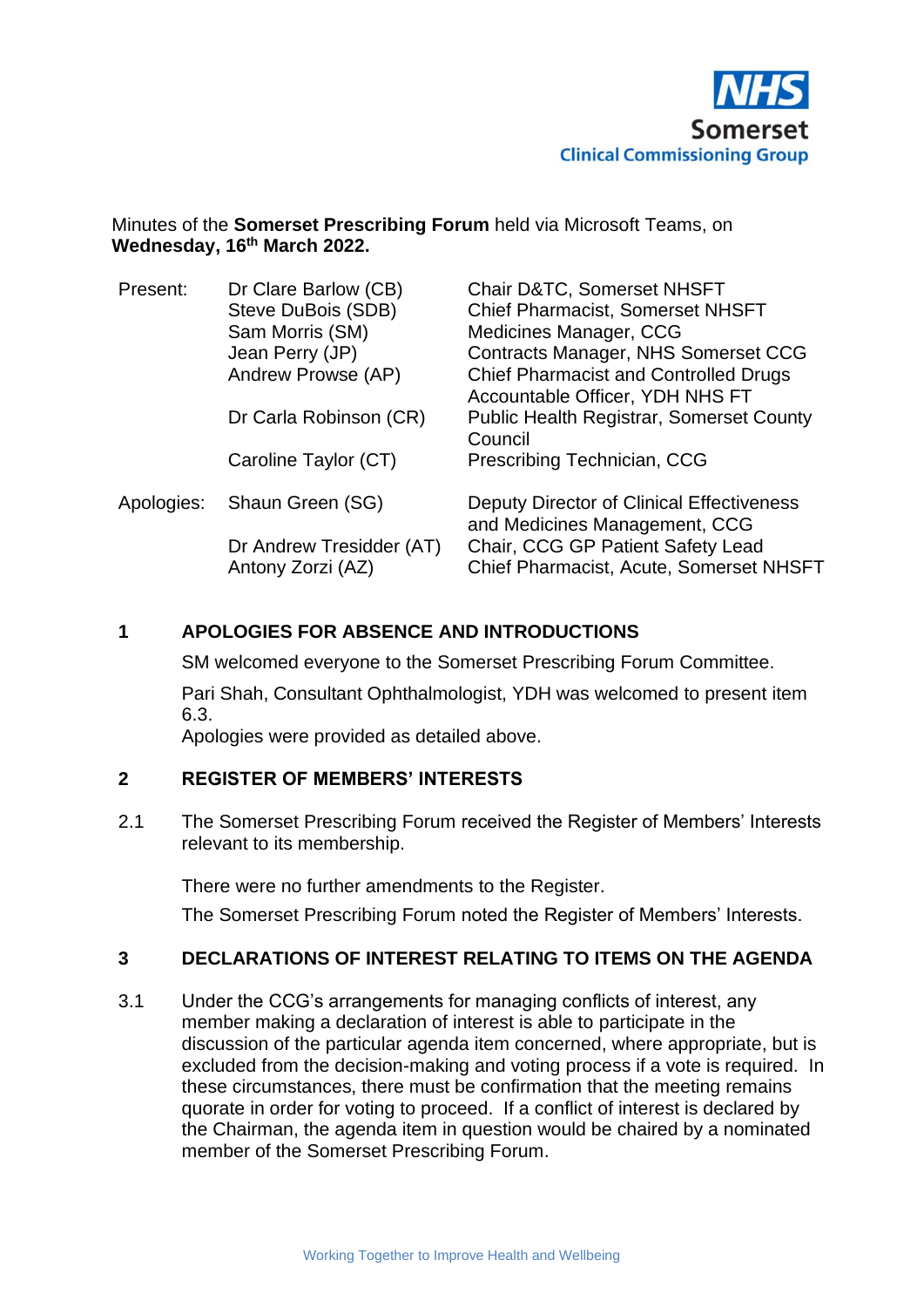NHS Somerset
Clinical Commissioning Group

Minutes of the **Somerset Prescribing Forum** held via Microsoft Teams, on **Wednesday, 16th March 2022.**

| | | |
|---|---|---|
| Present: | Dr Clare Barlow (CB) | Chair D&TC, Somerset NHSFT |
| | Steve DuBois (SDB) | Chief Pharmacist, Somerset NHSFT |
| | Sam Morris (SM) | Medicines Manager, CCG |
| | Jean Perry (JP) | Contracts Manager, NHS Somerset CCG |
| | Andrew Prowse (AP) | Chief Pharmacist and Controlled Drugs Accountable Officer, YDH NHS FT |
| | Dr Carla Robinson (CR) | Public Health Registrar, Somerset County Council |
| | Caroline Taylor (CT) | Prescribing Technician, CCG |
| Apologies: | Shaun Green (SG) | Deputy Director of Clinical Effectiveness and Medicines Management, CCG |
| | Dr Andrew Tresidder (AT) | Chair, CCG GP Patient Safety Lead |
| | Antony Zorzi (AZ) | Chief Pharmacist, Acute, Somerset NHSFT |

## 1 APOLOGIES FOR ABSENCE AND INTRODUCTIONS

SM welcomed everyone to the Somerset Prescribing Forum Committee.

Pari Shah, Consultant Ophthalmologist, YDH was welcomed to present item 6.3.

Apologies were provided as detailed above.

## 2 REGISTER OF MEMBERS' INTERESTS

2.1 The Somerset Prescribing Forum received the Register of Members' Interests relevant to its membership.

There were no further amendments to the Register.

The Somerset Prescribing Forum noted the Register of Members' Interests.

## 3 DECLARATIONS OF INTEREST RELATING TO ITEMS ON THE AGENDA

3.1 Under the CCG's arrangements for managing conflicts of interest, any member making a declaration of interest is able to participate in the discussion of the particular agenda item concerned, where appropriate, but is excluded from the decision-making and voting process if a vote is required. In these circumstances, there must be confirmation that the meeting remains quorate in order for voting to proceed. If a conflict of interest is declared by the Chairman, the agenda item in question would be chaired by a nominated member of the Somerset Prescribing Forum.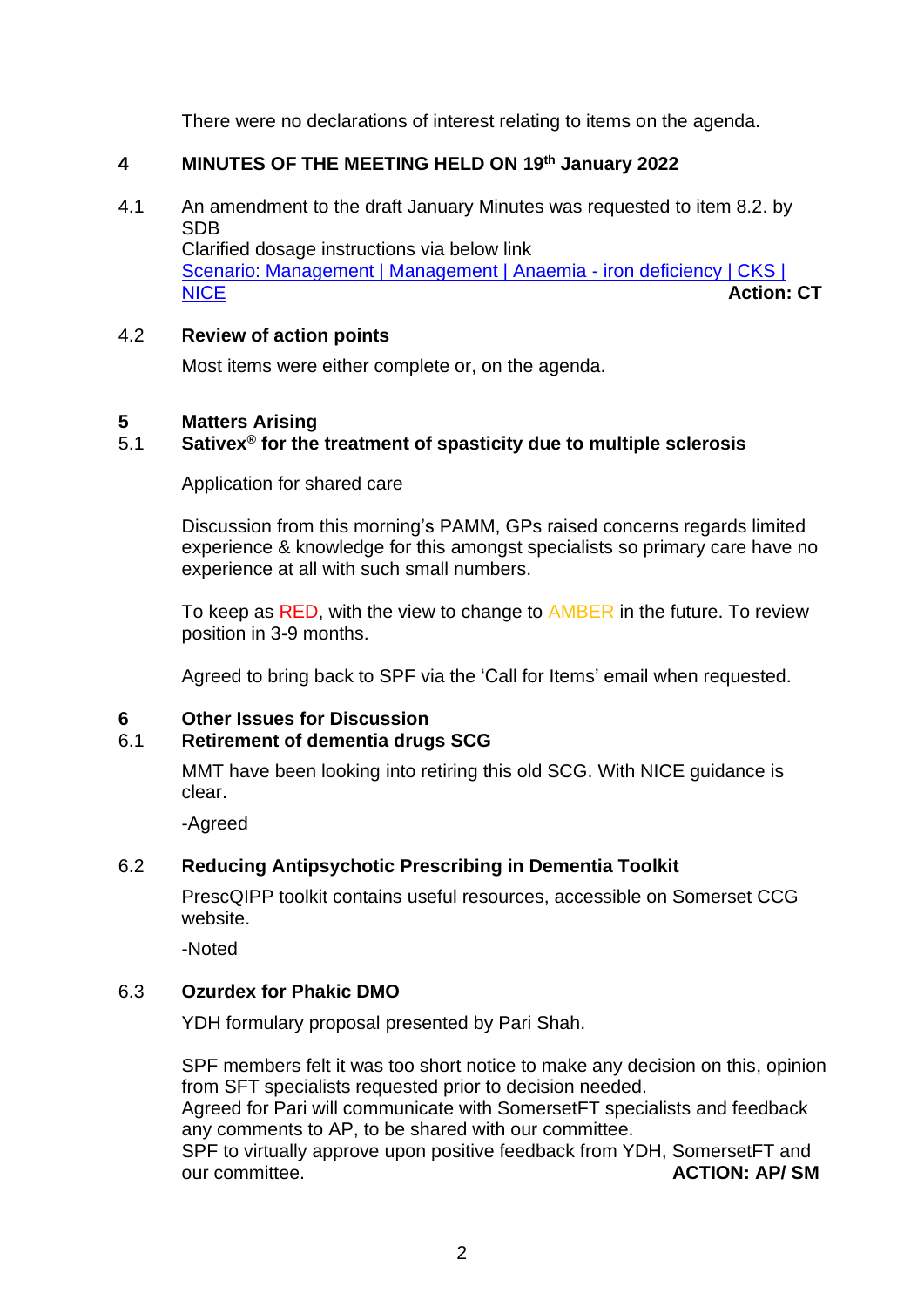There were no declarations of interest relating to items on the agenda.

## 4 MINUTES OF THE MEETING HELD ON 19th January 2022

4.1 An amendment to the draft January Minutes was requested to item 8.2. by SDB
Clarified dosage instructions via below link
[Scenario: Management | Management | Anaemia - iron deficiency | CKS | NICE](#) **Action: CT**

4.2 **Review of action points**

Most items were either complete or, on the agenda.

## 5 Matters Arising

### 5.1 Sativex® for the treatment of spasticity due to multiple sclerosis

Application for shared care

Discussion from this morning's PAMM, GPs raised concerns regards limited experience & knowledge for this amongst specialists so primary care have no experience at all with such small numbers.

To keep as RED, with the view to change to AMBER in the future. To review position in 3-9 months.

Agreed to bring back to SPF via the 'Call for Items' email when requested.

## 6 Other Issues for Discussion

### 6.1 Retirement of dementia drugs SCG

MMT have been looking into retiring this old SCG. With NICE guidance is clear.

-Agreed

### 6.2 Reducing Antipsychotic Prescribing in Dementia Toolkit

PrescQIPP toolkit contains useful resources, accessible on Somerset CCG website.

-Noted

### 6.3 Ozurdex for Phakic DMO

YDH formulary proposal presented by Pari Shah.

SPF members felt it was too short notice to make any decision on this, opinion from SFT specialists requested prior to decision needed.
Agreed for Pari will communicate with SomersetFT specialists and feedback any comments to AP, to be shared with our committee.
SPF to virtually approve upon positive feedback from YDH, SomersetFT and our committee. **ACTION: AP/ SM**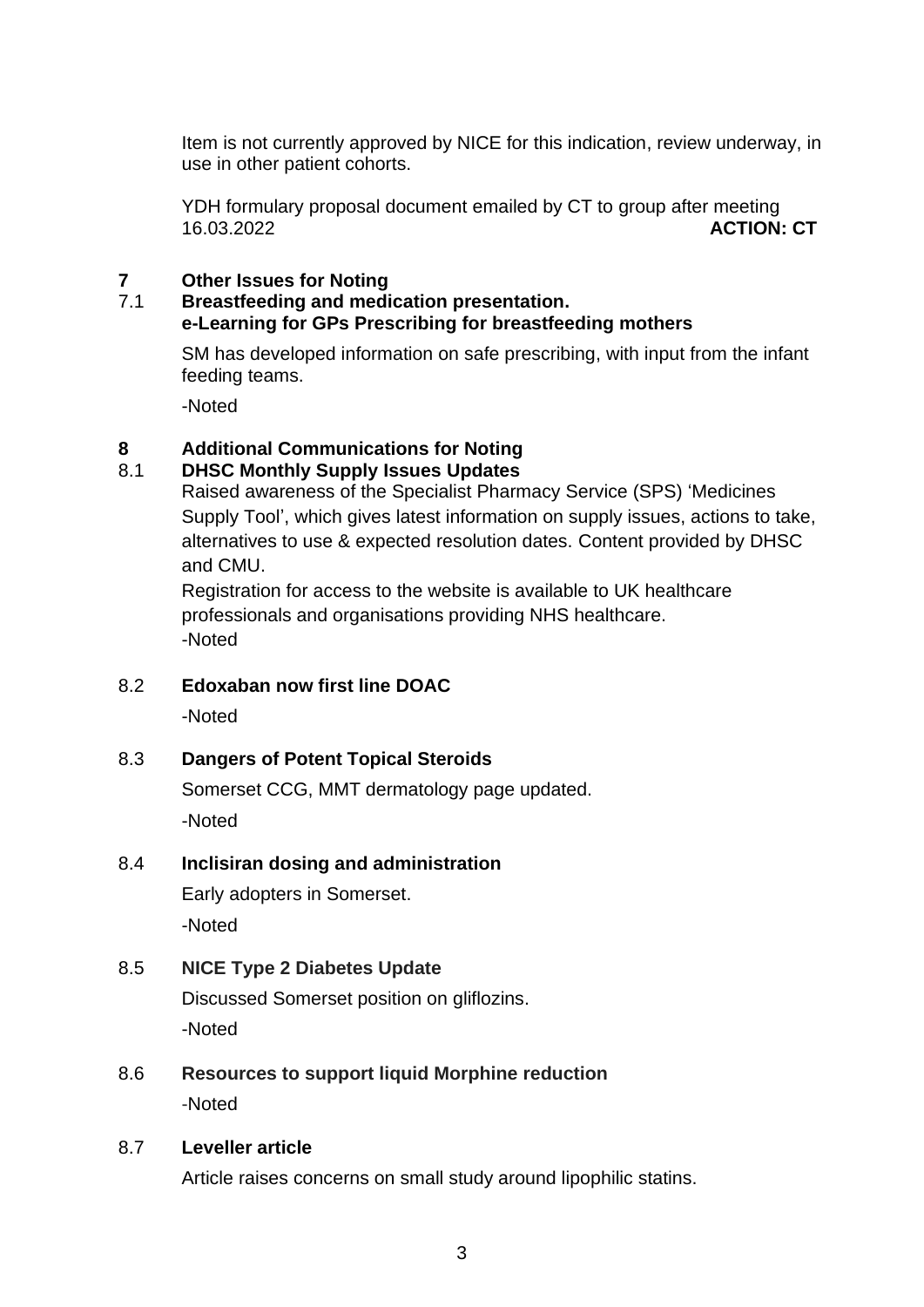Item is not currently approved by NICE for this indication, review underway, in use in other patient cohorts.

YDH formulary proposal document emailed by CT to group after meeting 16.03.2022 **ACTION: CT**

## 7 Other Issues for Noting

### 7.1 Breastfeeding and medication presentation. e-Learning for GPs Prescribing for breastfeeding mothers

SM has developed information on safe prescribing, with input from the infant feeding teams.

-Noted

## 8 Additional Communications for Noting

### 8.1 DHSC Monthly Supply Issues Updates

Raised awareness of the Specialist Pharmacy Service (SPS) 'Medicines Supply Tool', which gives latest information on supply issues, actions to take, alternatives to use & expected resolution dates. Content provided by DHSC and CMU.

Registration for access to the website is available to UK healthcare professionals and organisations providing NHS healthcare.

-Noted

### 8.2 Edoxaban now first line DOAC

-Noted

### 8.3 Dangers of Potent Topical Steroids

Somerset CCG, MMT dermatology page updated.

-Noted

### 8.4 Inclisiran dosing and administration

Early adopters in Somerset.

-Noted

### 8.5 NICE Type 2 Diabetes Update

Discussed Somerset position on gliflozins.

-Noted

### 8.6 Resources to support liquid Morphine reduction

-Noted

### 8.7 Leveller article

Article raises concerns on small study around lipophilic statins.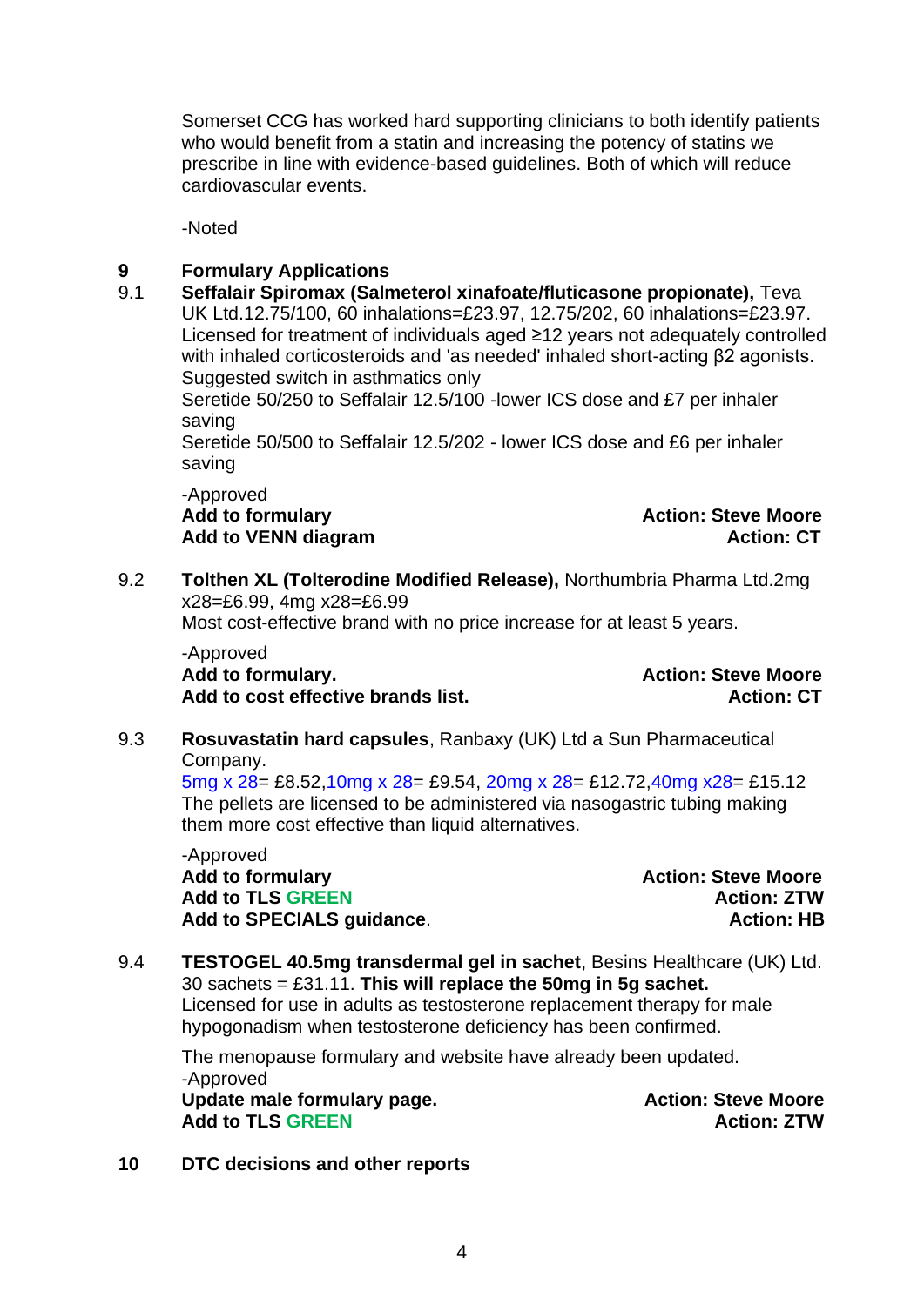Somerset CCG has worked hard supporting clinicians to both identify patients who would benefit from a statin and increasing the potency of statins we prescribe in line with evidence-based guidelines. Both of which will reduce cardiovascular events.

-Noted

## 9 Formulary Applications

**9.1 Seffalair Spiromax (Salmeterol xinafoate/fluticasone propionate),** Teva UK Ltd.12.75/100, 60 inhalations=£23.97, 12.75/202, 60 inhalations=£23.97. Licensed for treatment of individuals aged ≥12 years not adequately controlled with inhaled corticosteroids and 'as needed' inhaled short-acting β2 agonists. Suggested switch in asthmatics only

Seretide 50/250 to Seffalair 12.5/100 -lower ICS dose and £7 per inhaler saving

Seretide 50/500 to Seffalair 12.5/202 - lower ICS dose and £6 per inhaler saving

-Approved

**Add to formulary** — **Action: Steve Moore**

**Add to VENN diagram** — **Action: CT**

**9.2 Tolthen XL (Tolterodine Modified Release),** Northumbria Pharma Ltd.2mg x28=£6.99, 4mg x28=£6.99

Most cost-effective brand with no price increase for at least 5 years.

-Approved

**Add to formulary.** — **Action: Steve Moore**

**Add to cost effective brands list.** — **Action: CT**

**9.3 Rosuvastatin hard capsules**, Ranbaxy (UK) Ltd a Sun Pharmaceutical Company.

5mg x 28= £8.52,10mg x 28= £9.54, 20mg x 28= £12.72,40mg x28= £15.12

The pellets are licensed to be administered via nasogastric tubing making them more cost effective than liquid alternatives.

-Approved

**Add to formulary** — **Action: Steve Moore**

**Add to TLS GREEN** — **Action: ZTW**

**Add to SPECIALS guidance**. — **Action: HB**

**9.4 TESTOGEL 40.5mg transdermal gel in sachet**, Besins Healthcare (UK) Ltd. 30 sachets = £31.11. **This will replace the 50mg in 5g sachet.** Licensed for use in adults as testosterone replacement therapy for male hypogonadism when testosterone deficiency has been confirmed.

The menopause formulary and website have already been updated.

-Approved

**Update male formulary page.** — **Action: Steve Moore**

**Add to TLS GREEN** — **Action: ZTW**

## 10 DTC decisions and other reports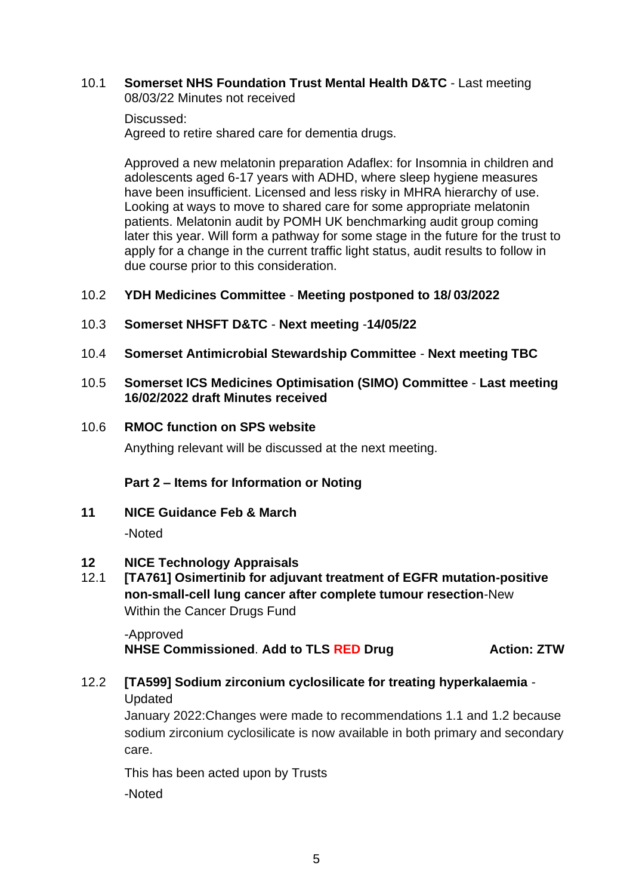10.1 **Somerset NHS Foundation Trust Mental Health D&TC** - Last meeting 08/03/22 Minutes not received

Discussed:
Agreed to retire shared care for dementia drugs.

Approved a new melatonin preparation Adaflex: for Insomnia in children and adolescents aged 6-17 years with ADHD, where sleep hygiene measures have been insufficient. Licensed and less risky in MHRA hierarchy of use. Looking at ways to move to shared care for some appropriate melatonin patients. Melatonin audit by POMH UK benchmarking audit group coming later this year. Will form a pathway for some stage in the future for the trust to apply for a change in the current traffic light status, audit results to follow in due course prior to this consideration.

10.2 **YDH Medicines Committee** - **Meeting postponed to 18/ 03/2022**

10.3 **Somerset NHSFT D&TC** - **Next meeting** -**14/05/22**

10.4 **Somerset Antimicrobial Stewardship Committee** - **Next meeting TBC**

10.5 **Somerset ICS Medicines Optimisation (SIMO) Committee** - **Last meeting 16/02/2022 draft Minutes received**

10.6 **RMOC function on SPS website**

Anything relevant will be discussed at the next meeting.

**Part 2 – Items for Information or Noting**

**11 NICE Guidance Feb & March**

-Noted

**12 NICE Technology Appraisals**

12.1 **[TA761] Osimertinib for adjuvant treatment of EGFR mutation-positive non-small-cell lung cancer after complete tumour resection**-New Within the Cancer Drugs Fund

-Approved
**NHSE Commissioned**. **Add to TLS RED Drug** **Action: ZTW**

12.2 **[TA599] Sodium zirconium cyclosilicate for treating hyperkalaemia** - Updated
January 2022:Changes were made to recommendations 1.1 and 1.2 because sodium zirconium cyclosilicate is now available in both primary and secondary care.

This has been acted upon by Trusts

-Noted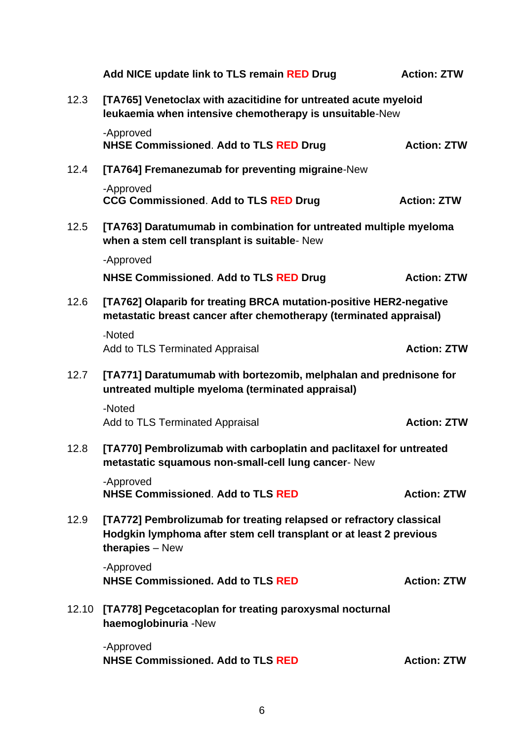**Add NICE update link to TLS remain RED Drug** **Action: ZTW**

12.3 **[TA765] Venetoclax with azacitidine for untreated acute myeloid leukaemia when intensive chemotherapy is unsuitable**-New

-Approved
**NHSE Commissioned**. **Add to TLS RED Drug** **Action: ZTW**

12.4 **[TA764] Fremanezumab for preventing migraine**-New

-Approved
**CCG Commissioned**. **Add to TLS RED Drug** **Action: ZTW**

12.5 **[TA763] Daratumumab in combination for untreated multiple myeloma when a stem cell transplant is suitable**- New

-Approved

**NHSE Commissioned**. **Add to TLS RED Drug** **Action: ZTW**

12.6 **[TA762] Olaparib for treating BRCA mutation-positive HER2-negative metastatic breast cancer after chemotherapy (terminated appraisal)**

-Noted
Add to TLS Terminated Appraisal **Action: ZTW**

12.7 **[TA771] Daratumumab with bortezomib, melphalan and prednisone for untreated multiple myeloma (terminated appraisal)**

-Noted
Add to TLS Terminated Appraisal **Action: ZTW**

12.8 **[TA770] Pembrolizumab with carboplatin and paclitaxel for untreated metastatic squamous non-small-cell lung cancer**- New

-Approved
**NHSE Commissioned**. **Add to TLS RED** **Action: ZTW**

12.9 **[TA772] Pembrolizumab for treating relapsed or refractory classical Hodgkin lymphoma after stem cell transplant or at least 2 previous therapies** – New

-Approved
**NHSE Commissioned. Add to TLS RED** **Action: ZTW**

12.10 **[TA778] Pegcetacoplan for treating paroxysmal nocturnal haemoglobinuria** -New

-Approved
**NHSE Commissioned. Add to TLS RED** **Action: ZTW**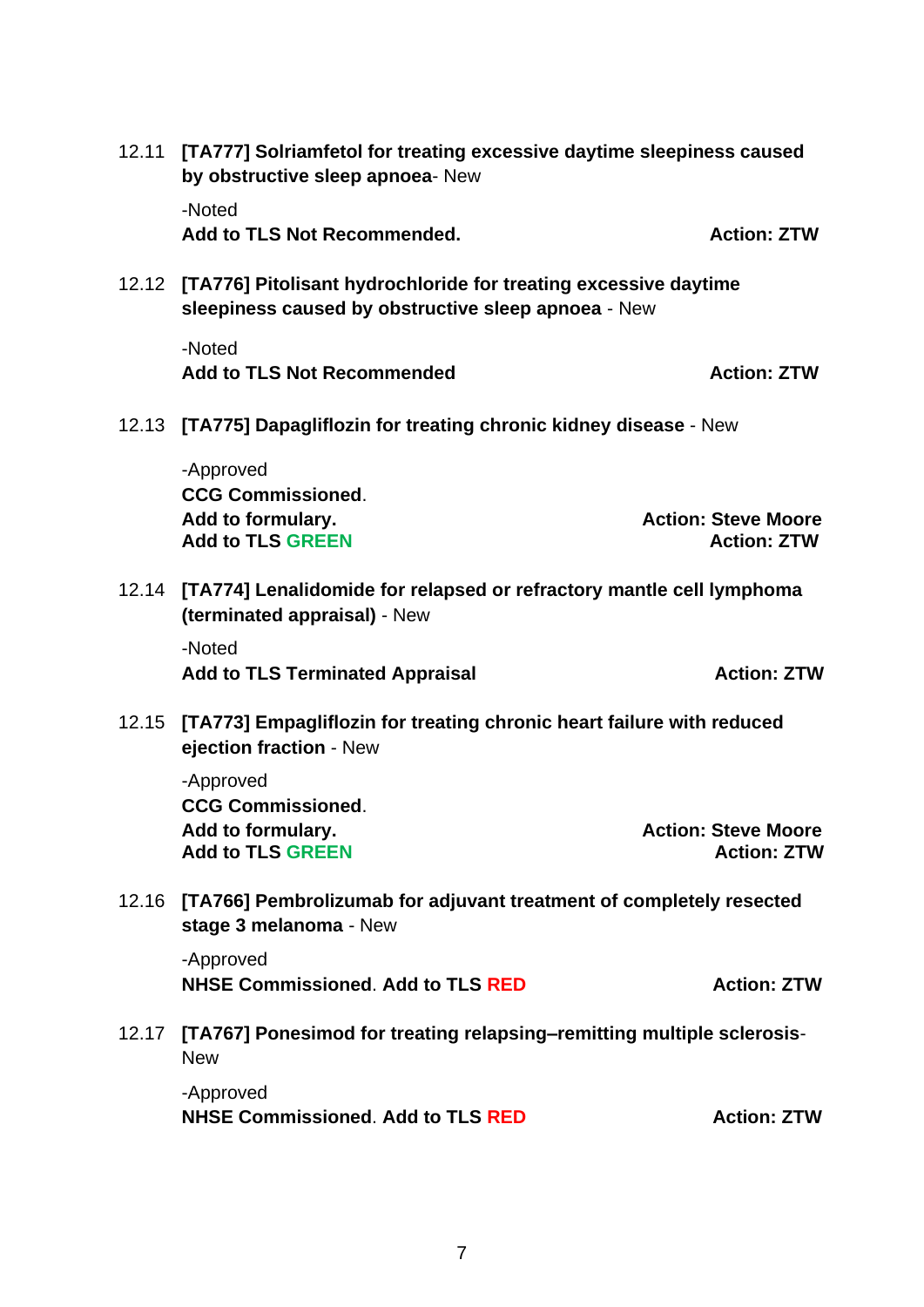12.11 **[TA777] Solriamfetol for treating excessive daytime sleepiness caused by obstructive sleep apnoea**- New

-Noted
**Add to TLS Not Recommended.** **Action: ZTW**

12.12 **[TA776] Pitolisant hydrochloride for treating excessive daytime sleepiness caused by obstructive sleep apnoea** - New

-Noted
**Add to TLS Not Recommended** **Action: ZTW**

12.13 **[TA775] Dapagliflozin for treating chronic kidney disease** - New

-Approved
**CCG Commissioned**.
**Add to formulary.** **Action: Steve Moore**
**Add to TLS GREEN** **Action: ZTW**

12.14 **[TA774] Lenalidomide for relapsed or refractory mantle cell lymphoma (terminated appraisal)** - New

-Noted
**Add to TLS Terminated Appraisal** **Action: ZTW**

12.15 **[TA773] Empagliflozin for treating chronic heart failure with reduced ejection fraction** - New

-Approved
**CCG Commissioned**.
**Add to formulary.** **Action: Steve Moore**
**Add to TLS GREEN** **Action: ZTW**

12.16 **[TA766] Pembrolizumab for adjuvant treatment of completely resected stage 3 melanoma** - New

-Approved
**NHSE Commissioned**. **Add to TLS RED** **Action: ZTW**

12.17 **[TA767] Ponesimod for treating relapsing–remitting multiple sclerosis**- New

-Approved
**NHSE Commissioned**. **Add to TLS RED** **Action: ZTW**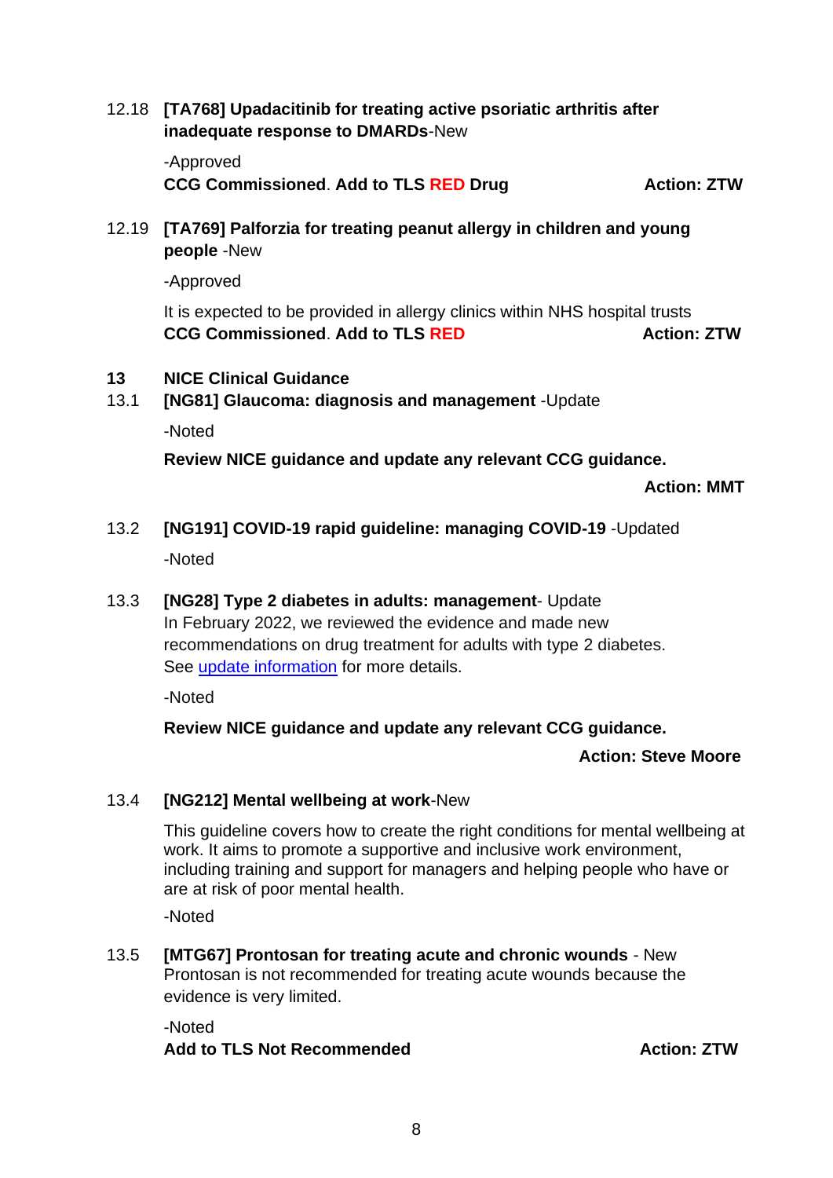12.18 **[TA768] Upadacitinib for treating active psoriatic arthritis after inadequate response to DMARDs**-New

-Approved

**CCG Commissioned**. **Add to TLS RED Drug** **Action: ZTW**

12.19 **[TA769] Palforzia for treating peanut allergy in children and young people** -New

-Approved

It is expected to be provided in allergy clinics within NHS hospital trusts

**CCG Commissioned**. **Add to TLS RED** **Action: ZTW**

## 13 NICE Clinical Guidance

13.1 **[NG81] Glaucoma: diagnosis and management** -Update

-Noted

**Review NICE guidance and update any relevant CCG guidance.**

**Action: MMT**

13.2 **[NG191] COVID-19 rapid guideline: managing COVID-19** -Updated

-Noted

13.3 **[NG28] Type 2 diabetes in adults: management**- Update

In February 2022, we reviewed the evidence and made new recommendations on drug treatment for adults with type 2 diabetes. See update information for more details.

-Noted

**Review NICE guidance and update any relevant CCG guidance.**

**Action: Steve Moore**

13.4 **[NG212] Mental wellbeing at work**-New

This guideline covers how to create the right conditions for mental wellbeing at work. It aims to promote a supportive and inclusive work environment, including training and support for managers and helping people who have or are at risk of poor mental health.

-Noted

13.5 **[MTG67] Prontosan for treating acute and chronic wounds** - New

Prontosan is not recommended for treating acute wounds because the evidence is very limited.

-Noted

**Add to TLS Not Recommended** **Action: ZTW**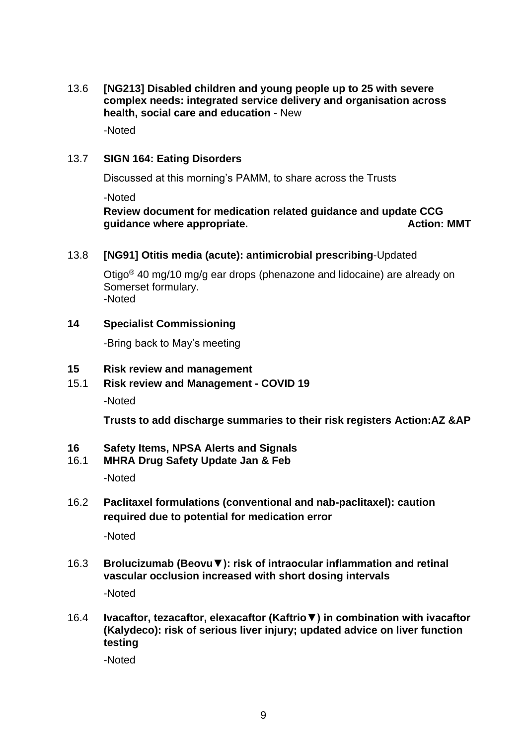13.6 **[NG213] Disabled children and young people up to 25 with severe complex needs: integrated service delivery and organisation across health, social care and education** - New

-Noted

13.7 **SIGN 164: Eating Disorders**

Discussed at this morning's PAMM, to share across the Trusts

-Noted

**Review document for medication related guidance and update CCG guidance where appropriate. Action: MMT**

13.8 **[NG91] Otitis media (acute): antimicrobial prescribing**-Updated

Otigo® 40 mg/10 mg/g ear drops (phenazone and lidocaine) are already on Somerset formulary.
-Noted

**14 Specialist Commissioning**

-Bring back to May's meeting

**15 Risk review and management**

15.1 **Risk review and Management - COVID 19**

-Noted

**Trusts to add discharge summaries to their risk registers Action:AZ &AP**

**16 Safety Items, NPSA Alerts and Signals**

16.1 **MHRA Drug Safety Update Jan & Feb**

-Noted

16.2 **Paclitaxel formulations (conventional and nab-paclitaxel): caution required due to potential for medication error**

-Noted

16.3 **Brolucizumab (Beovu▼): risk of intraocular inflammation and retinal vascular occlusion increased with short dosing intervals**

-Noted

16.4 **Ivacaftor, tezacaftor, elexacaftor (Kaftrio▼) in combination with ivacaftor (Kalydeco): risk of serious liver injury; updated advice on liver function testing**

-Noted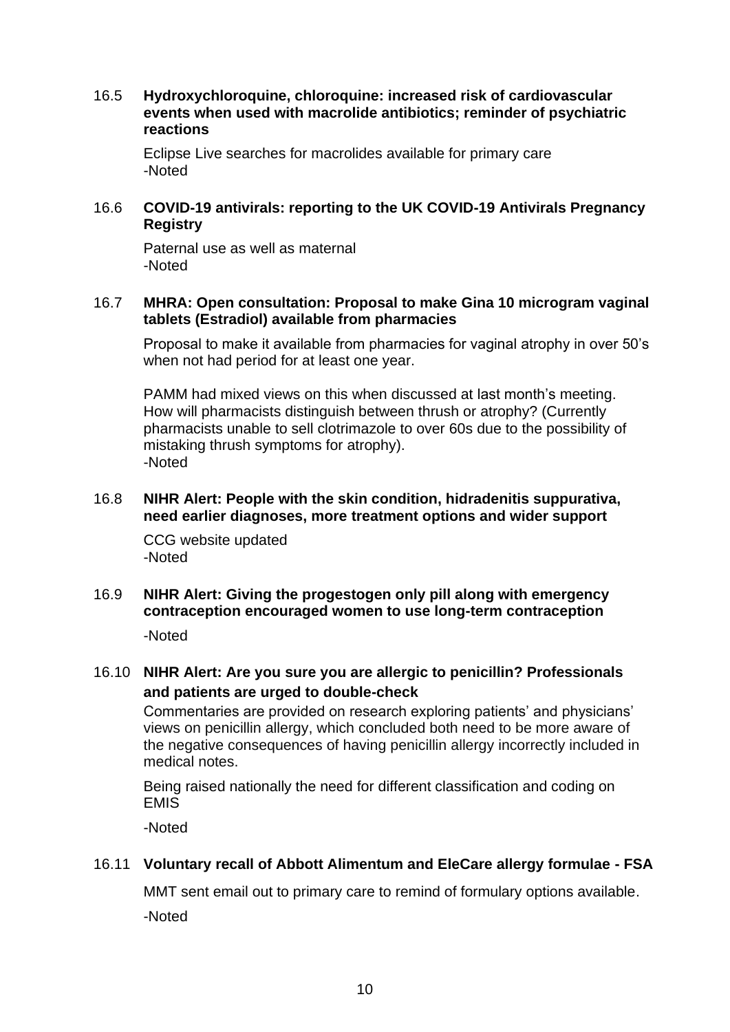16.5 **Hydroxychloroquine, chloroquine: increased risk of cardiovascular events when used with macrolide antibiotics; reminder of psychiatric reactions**

Eclipse Live searches for macrolides available for primary care
-Noted

16.6 **COVID-19 antivirals: reporting to the UK COVID-19 Antivirals Pregnancy Registry**

Paternal use as well as maternal
-Noted

16.7 **MHRA: Open consultation: Proposal to make Gina 10 microgram vaginal tablets (Estradiol) available from pharmacies**

Proposal to make it available from pharmacies for vaginal atrophy in over 50's when not had period for at least one year.

PAMM had mixed views on this when discussed at last month's meeting. How will pharmacists distinguish between thrush or atrophy? (Currently pharmacists unable to sell clotrimazole to over 60s due to the possibility of mistaking thrush symptoms for atrophy).
-Noted

16.8 **NIHR Alert: People with the skin condition, hidradenitis suppurativa, need earlier diagnoses, more treatment options and wider support**

CCG website updated
-Noted

16.9 **NIHR Alert: Giving the progestogen only pill along with emergency contraception encouraged women to use long-term contraception**

-Noted

16.10 **NIHR Alert: Are you sure you are allergic to penicillin? Professionals and patients are urged to double-check**

Commentaries are provided on research exploring patients' and physicians' views on penicillin allergy, which concluded both need to be more aware of the negative consequences of having penicillin allergy incorrectly included in medical notes.

Being raised nationally the need for different classification and coding on EMIS

-Noted

16.11 **Voluntary recall of Abbott Alimentum and EleCare allergy formulae - FSA**

MMT sent email out to primary care to remind of formulary options available.

-Noted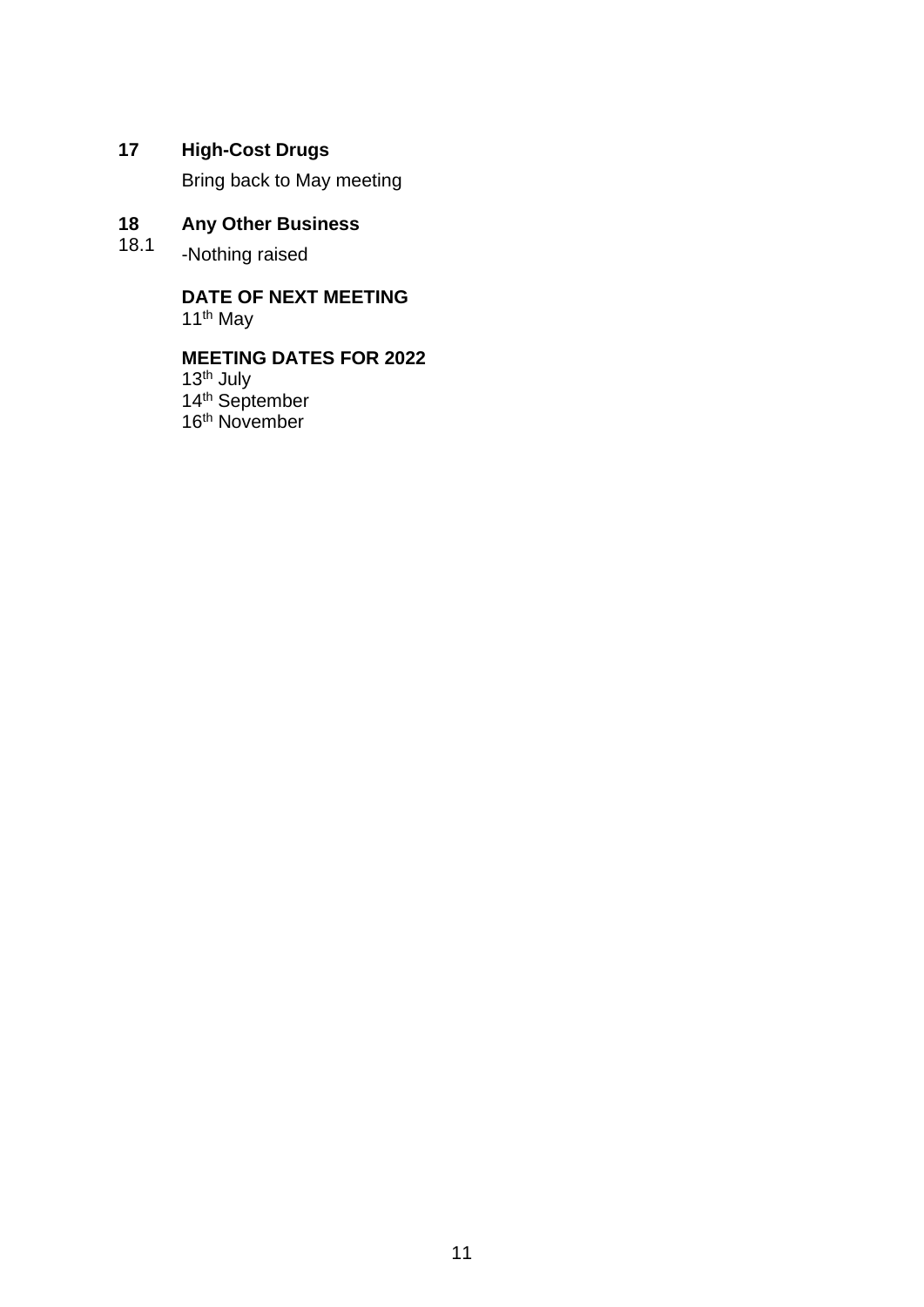**17 High-Cost Drugs**

Bring back to May meeting

**18 Any Other Business**

18.1 -Nothing raised

**DATE OF NEXT MEETING**

11th May

**MEETING DATES FOR 2022**

13th July

14th September

16th November